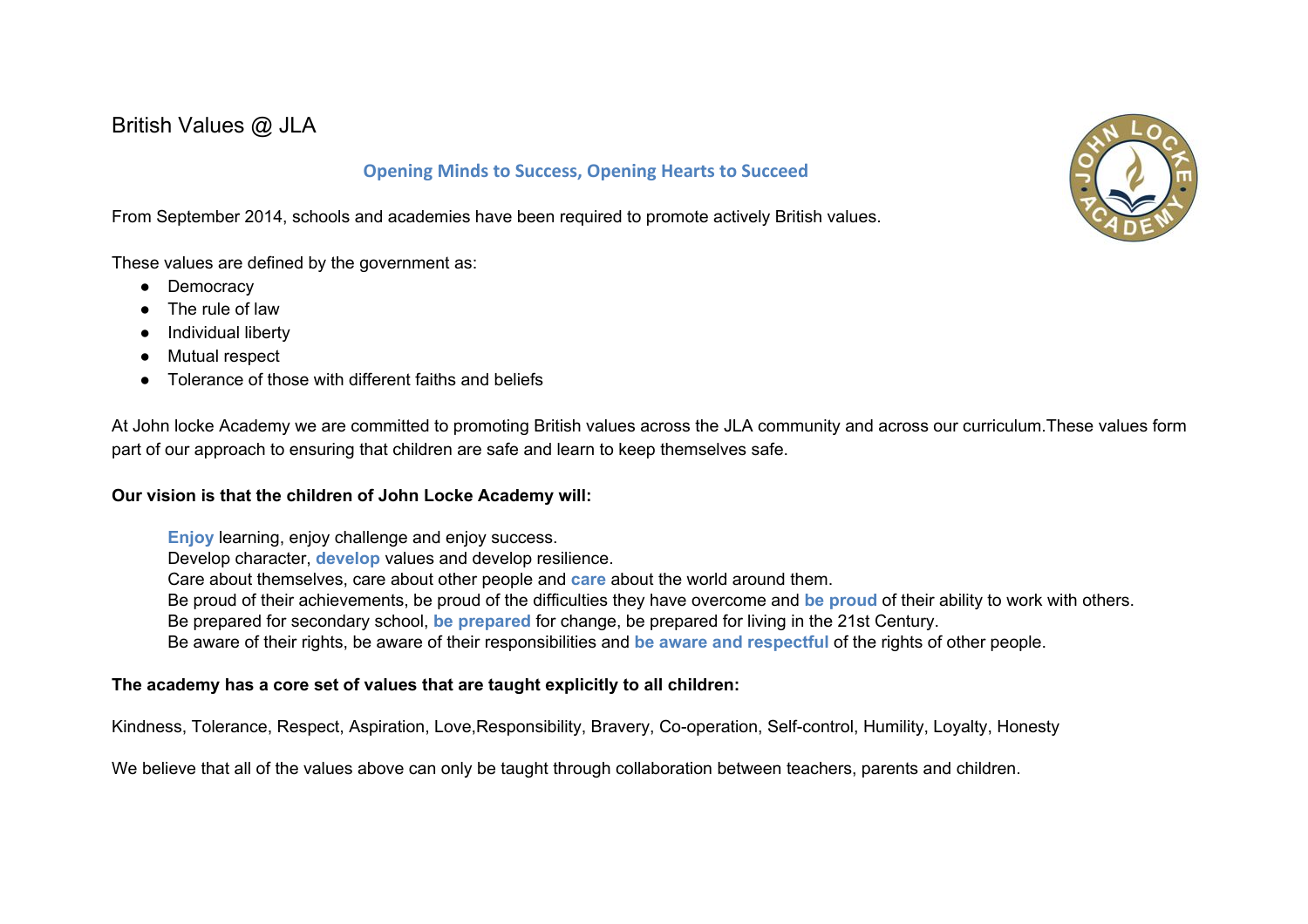# British Values @ JLA

## Opening Minds to Success, Opening Hearts to Succeed

From September 2014, schools and academies have been required to promote actively British values.

These values are defined by the government as:

- Democracy
- The rule of law
- Individual liberty
- Mutual respect
- Tolerance of those with different faiths and beliefs

At John locke Academy we are committed to promoting British values across the JLA community and across our curriculum.These values form part of our approach to ensuring that children are safe and learn to keep themselves safe.

**Our vision is that the children of John Locke Academy will:**

**Enjoy** learning, enjoy challenge and enjoy success.
Develop character, **develop** values and develop resilience.
Care about themselves, care about other people and **care** about the world around them.
Be proud of their achievements, be proud of the difficulties they have overcome and **be proud** of their ability to work with others.
Be prepared for secondary school, **be prepared** for change, be prepared for living in the 21st Century.
Be aware of their rights, be aware of their responsibilities and **be aware and respectful** of the rights of other people.

**The academy has a core set of values that are taught explicitly to all children:**

Kindness, Tolerance, Respect, Aspiration, Love,Responsibility, Bravery, Co-operation, Self-control, Humility, Loyalty, Honesty

We believe that all of the values above can only be taught through collaboration between teachers, parents and children.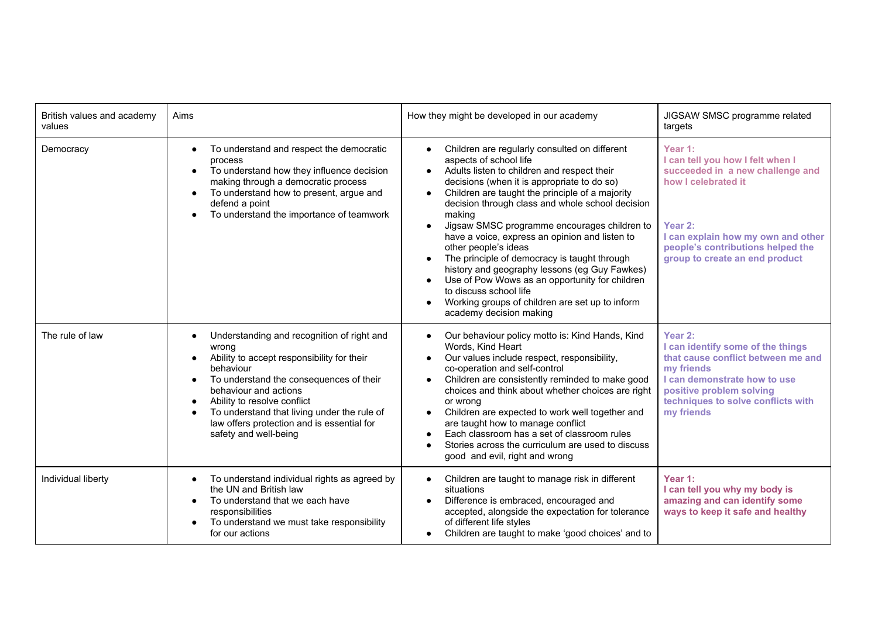| British values and academy values | Aims | How they might be developed in our academy | JIGSAW SMSC programme related targets |
|---|---|---|---|
| Democracy | • To understand and respect the democratic process<br>• To understand how they influence decision making through a democratic process<br>• To understand how to present, argue and defend a point<br>• To understand the importance of teamwork | • Children are regularly consulted on different aspects of school life<br>• Adults listen to children and respect their decisions (when it is appropriate to do so)<br>• Children are taught the principle of a majority decision through class and whole school decision making<br>• Jigsaw SMSC programme encourages children to have a voice, express an opinion and listen to other people's ideas<br>• The principle of democracy is taught through history and geography lessons (eg Guy Fawkes)<br>• Use of Pow Wows as an opportunity for children to discuss school life<br>• Working groups of children are set up to inform academy decision making | **Year 1:**<br>**I can tell you how I felt when I succeeded in a new challenge and how I celebrated it**<br><br>**Year 2:**<br>**I can explain how my own and other people's contributions helped the group to create an end product** |
| The rule of law | • Understanding and recognition of right and wrong<br>• Ability to accept responsibility for their behaviour<br>• To understand the consequences of their behaviour and actions<br>• Ability to resolve conflict<br>• To understand that living under the rule of law offers protection and is essential for safety and well-being | • Our behaviour policy motto is: Kind Hands, Kind Words, Kind Heart<br>• Our values include respect, responsibility, co-operation and self-control<br>• Children are consistently reminded to make good choices and think about whether choices are right or wrong<br>• Children are expected to work well together and are taught how to manage conflict<br>• Each classroom has a set of classroom rules<br>• Stories across the curriculum are used to discuss good and evil, right and wrong | **Year 2:**<br>**I can identify some of the things that cause conflict between me and my friends**<br>**I can demonstrate how to use positive problem solving techniques to solve conflicts with my friends** |
| Individual liberty | • To understand individual rights as agreed by the UN and British law<br>• To understand that we each have responsibilities<br>• To understand we must take responsibility for our actions | • Children are taught to manage risk in different situations<br>• Difference is embraced, encouraged and accepted, alongside the expectation for tolerance of different life styles<br>• Children are taught to make 'good choices' and to | **Year 1:**<br>**I can tell you why my body is amazing and can identify some ways to keep it safe and healthy** |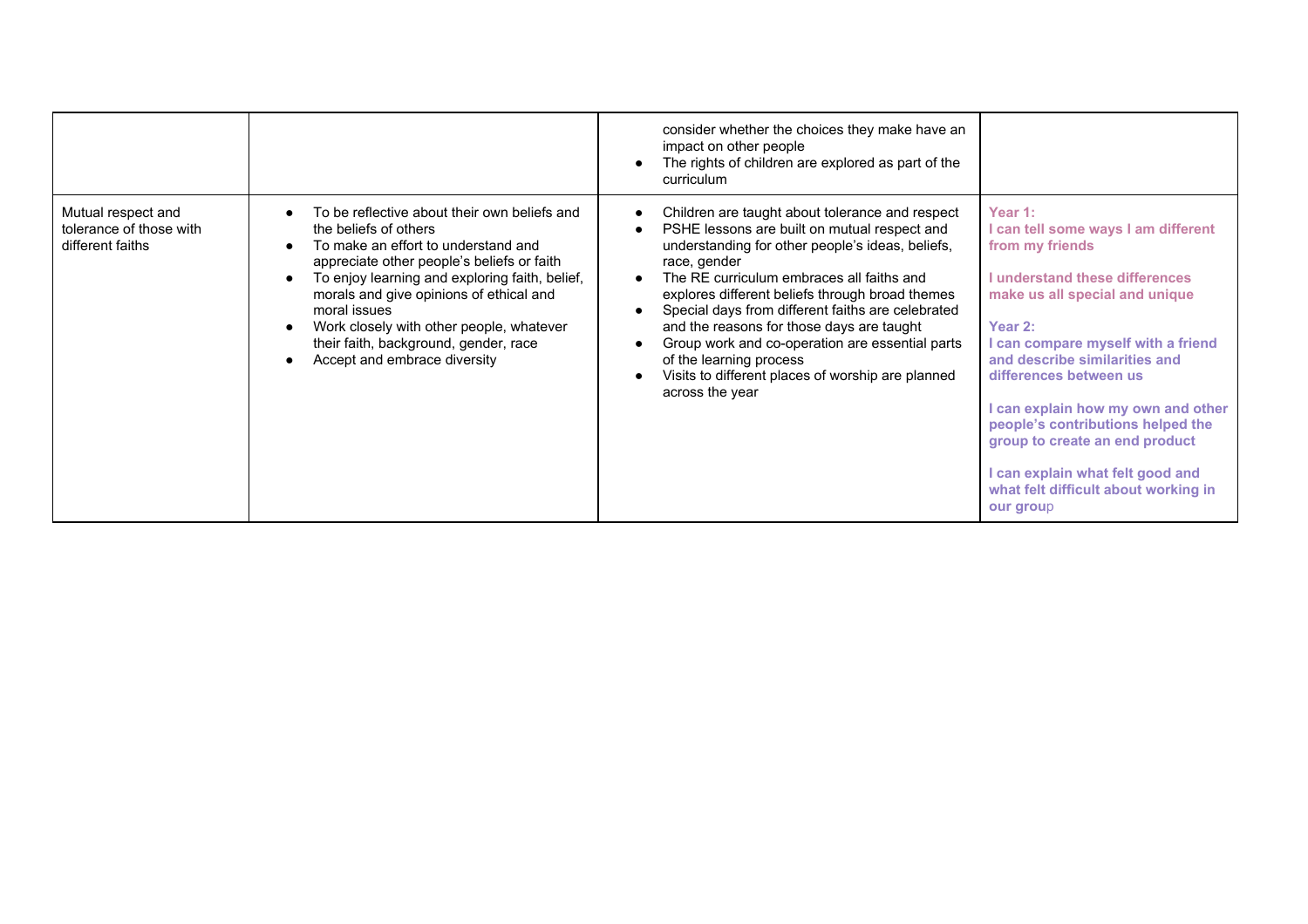| | | | |
|---|---|---|---|
| | | consider whether the choices they make have an impact on other people<br>● The rights of children are explored as part of the curriculum | |
| Mutual respect and tolerance of those with different faiths | ● To be reflective about their own beliefs and the beliefs of others<br>● To make an effort to understand and appreciate other people's beliefs or faith<br>● To enjoy learning and exploring faith, belief, morals and give opinions of ethical and moral issues<br>● Work closely with other people, whatever their faith, background, gender, race<br>● Accept and embrace diversity | ● Children are taught about tolerance and respect<br>● PSHE lessons are built on mutual respect and understanding for other people's ideas, beliefs, race, gender<br>● The RE curriculum embraces all faiths and explores different beliefs through broad themes<br>● Special days from different faiths are celebrated and the reasons for those days are taught<br>● Group work and co-operation are essential parts of the learning process<br>● Visits to different places of worship are planned across the year | **Year 1:**<br>**I can tell some ways I am different from my friends**<br><br>**I understand these differences make us all special and unique**<br><br>**Year 2:**<br>**I can compare myself with a friend and describe similarities and differences between us**<br><br>**I can explain how my own and other people's contributions helped the group to create an end product**<br><br>**I can explain what felt good and what felt difficult about working in our group** |